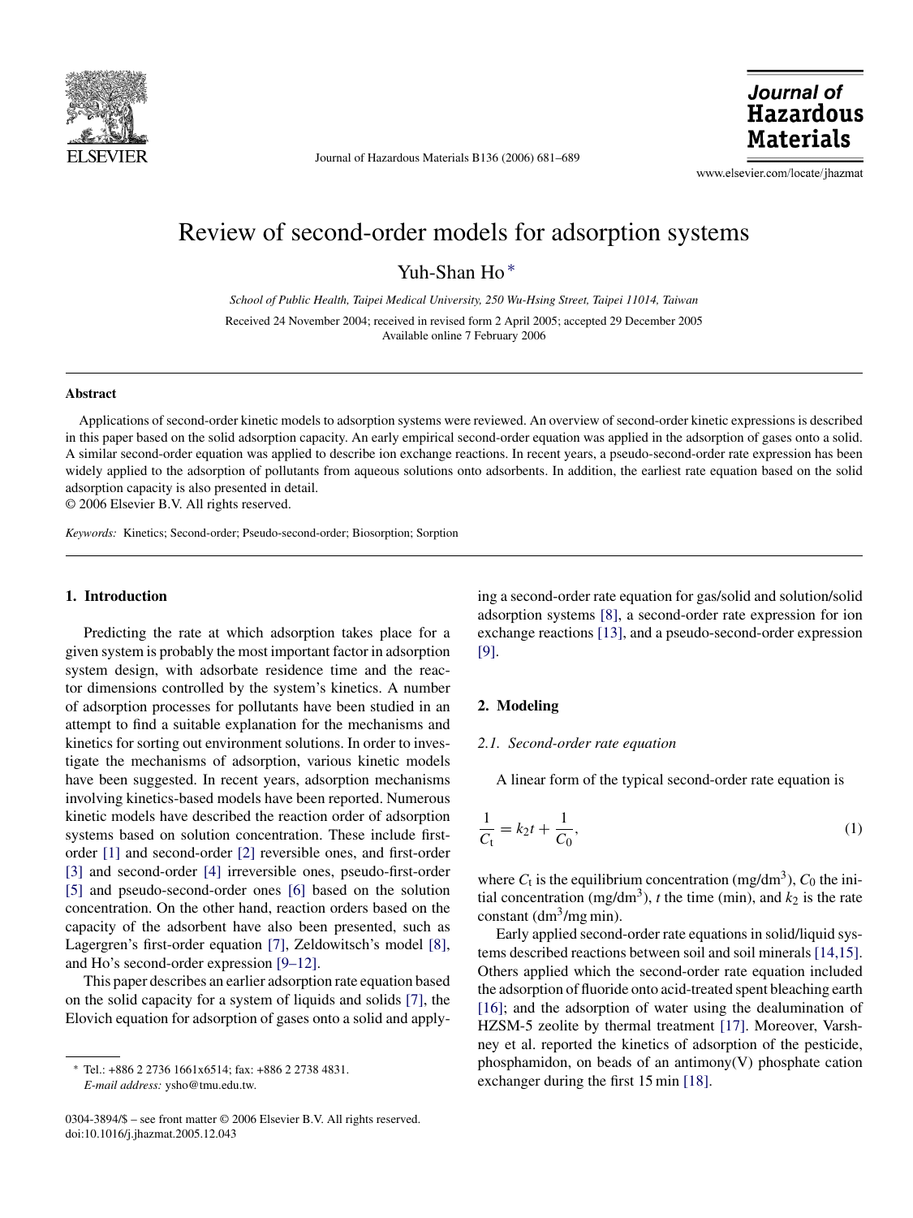# Review of second-order models for adsorption systems

Yuh-Shan Ho *

*School of Public Health, Taipei Medical University, 250 Wu-Hsing Street, Taipei 11014, Taiwan*

Received 24 November 2004; received in revised form 2 April 2005; accepted 29 December 2005
Available online 7 February 2006

## Abstract

Applications of second-order kinetic models to adsorption systems were reviewed. An overview of second-order kinetic expressions is described in this paper based on the solid adsorption capacity. An early empirical second-order equation was applied in the adsorption of gases onto a solid. A similar second-order equation was applied to describe ion exchange reactions. In recent years, a pseudo-second-order rate expression has been widely applied to the adsorption of pollutants from aqueous solutions onto adsorbents. In addition, the earliest rate equation based on the solid adsorption capacity is also presented in detail.

© 2006 Elsevier B.V. All rights reserved.

*Keywords:* Kinetics; Second-order; Pseudo-second-order; Biosorption; Sorption

## 1. Introduction

Predicting the rate at which adsorption takes place for a given system is probably the most important factor in adsorption system design, with adsorbate residence time and the reactor dimensions controlled by the system's kinetics. A number of adsorption processes for pollutants have been studied in an attempt to find a suitable explanation for the mechanisms and kinetics for sorting out environment solutions. In order to investigate the mechanisms of adsorption, various kinetic models have been suggested. In recent years, adsorption mechanisms involving kinetics-based models have been reported. Numerous kinetic models have described the reaction order of adsorption systems based on solution concentration. These include first-order [1] and second-order [2] reversible ones, and first-order [3] and second-order [4] irreversible ones, pseudo-first-order [5] and pseudo-second-order ones [6] based on the solution concentration. On the other hand, reaction orders based on the capacity of the adsorbent have also been presented, such as Lagergren's first-order equation [7], Zeldowitsch's model [8], and Ho's second-order expression [9–12].

This paper describes an earlier adsorption rate equation based on the solid capacity for a system of liquids and solids [7], the Elovich equation for adsorption of gases onto a solid and applying a second-order rate equation for gas/solid and solution/solid adsorption systems [8], a second-order rate expression for ion exchange reactions [13], and a pseudo-second-order expression [9].

## 2. Modeling

### 2.1. Second-order rate equation

A linear form of the typical second-order rate equation is

$$\frac{1}{C_t} = k_2 t + \frac{1}{C_0}, \tag{1}$$

where $C_t$ is the equilibrium concentration (mg/dm$^3$), $C_0$ the initial concentration (mg/dm$^3$), $t$ the time (min), and $k_2$ is the rate constant (dm$^3$/mg min).

Early applied second-order rate equations in solid/liquid systems described reactions between soil and soil minerals [14,15]. Others applied which the second-order rate equation included the adsorption of fluoride onto acid-treated spent bleaching earth [16]; and the adsorption of water using the dealumination of HZSM-5 zeolite by thermal treatment [17]. Moreover, Varshney et al. reported the kinetics of adsorption of the pesticide, phosphamidon, on beads of an antimony(V) phosphate cation exchanger during the first 15 min [18].

* Tel.: +886 2 2736 1661x6514; fax: +886 2 2738 4831.
*E-mail address:* ysho@tmu.edu.tw.

0304-3894/$ – see front matter © 2006 Elsevier B.V. All rights reserved.
doi:10.1016/j.jhazmat.2005.12.043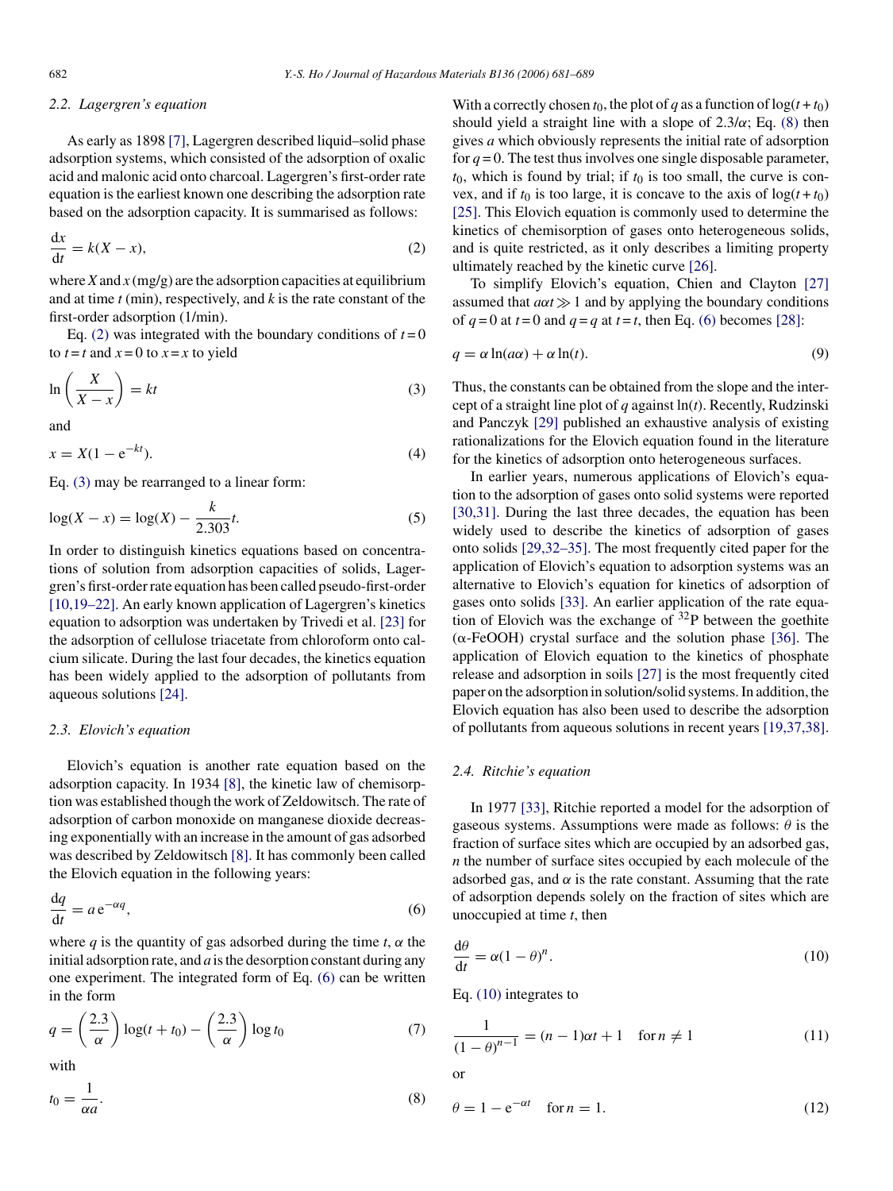### 2.2. Lagergren's equation

As early as 1898 [7], Lagergren described liquid–solid phase adsorption systems, which consisted of the adsorption of oxalic acid and malonic acid onto charcoal. Lagergren's first-order rate equation is the earliest known one describing the adsorption rate based on the adsorption capacity. It is summarised as follows:

$$\frac{dx}{dt} = k(X - x), \tag{2}$$

where $X$ and $x$ (mg/g) are the adsorption capacities at equilibrium and at time $t$ (min), respectively, and $k$ is the rate constant of the first-order adsorption (1/min).

Eq. (2) was integrated with the boundary conditions of $t = 0$ to $t = t$ and $x = 0$ to $x = x$ to yield

$$\ln\left(\frac{X}{X - x}\right) = kt \tag{3}$$

and

$$x = X(1 - e^{-kt}). \tag{4}$$

Eq. (3) may be rearranged to a linear form:

$$\log(X - x) = \log(X) - \frac{k}{2.303}t. \tag{5}$$

In order to distinguish kinetics equations based on concentrations of solution from adsorption capacities of solids, Lagergren's first-order rate equation has been called pseudo-first-order [10,19–22]. An early known application of Lagergren's kinetics equation to adsorption was undertaken by Trivedi et al. [23] for the adsorption of cellulose triacetate from chloroform onto calcium silicate. During the last four decades, the kinetics equation has been widely applied to the adsorption of pollutants from aqueous solutions [24].

### 2.3. Elovich's equation

Elovich's equation is another rate equation based on the adsorption capacity. In 1934 [8], the kinetic law of chemisorption was established though the work of Zeldowitsch. The rate of adsorption of carbon monoxide on manganese dioxide decreasing exponentially with an increase in the amount of gas adsorbed was described by Zeldowitsch [8]. It has commonly been called the Elovich equation in the following years:

$$\frac{dq}{dt} = a\,e^{-\alpha q}, \tag{6}$$

where $q$ is the quantity of gas adsorbed during the time $t$, $\alpha$ the initial adsorption rate, and $a$ is the desorption constant during any one experiment. The integrated form of Eq. (6) can be written in the form

$$q = \left(\frac{2.3}{\alpha}\right)\log(t + t_0) - \left(\frac{2.3}{\alpha}\right)\log t_0 \tag{7}$$

with

$$t_0 = \frac{1}{\alpha a}. \tag{8}$$

With a correctly chosen $t_0$, the plot of $q$ as a function of $\log(t + t_0)$ should yield a straight line with a slope of $2.3/\alpha$; Eq. (8) then gives $a$ which obviously represents the initial rate of adsorption for $q = 0$. The test thus involves one single disposable parameter, $t_0$, which is found by trial; if $t_0$ is too small, the curve is convex, and if $t_0$ is too large, it is concave to the axis of $\log(t + t_0)$ [25]. This Elovich equation is commonly used to determine the kinetics of chemisorption of gases onto heterogeneous solids, and is quite restricted, as it only describes a limiting property ultimately reached by the kinetic curve [26].

To simplify Elovich's equation, Chien and Clayton [27] assumed that $a\alpha t \gg 1$ and by applying the boundary conditions of $q = 0$ at $t = 0$ and $q = q$ at $t = t$, then Eq. (6) becomes [28]:

$$q = \alpha\ln(a\alpha) + \alpha\ln(t). \tag{9}$$

Thus, the constants can be obtained from the slope and the intercept of a straight line plot of $q$ against $\ln(t)$. Recently, Rudzinski and Panczyk [29] published an exhaustive analysis of existing rationalizations for the Elovich equation found in the literature for the kinetics of adsorption onto heterogeneous surfaces.

In earlier years, numerous applications of Elovich's equation to the adsorption of gases onto solid systems were reported [30,31]. During the last three decades, the equation has been widely used to describe the kinetics of adsorption of gases onto solids [29,32–35]. The most frequently cited paper for the application of Elovich's equation to adsorption systems was an alternative to Elovich's equation for kinetics of adsorption of gases onto solids [33]. An earlier application of the rate equation of Elovich was the exchange of $^{32}P$ between the goethite ($\alpha$-FeOOH) crystal surface and the solution phase [36]. The application of Elovich equation to the kinetics of phosphate release and adsorption in soils [27] is the most frequently cited paper on the adsorption in solution/solid systems. In addition, the Elovich equation has also been used to describe the adsorption of pollutants from aqueous solutions in recent years [19,37,38].

### 2.4. Ritchie's equation

In 1977 [33], Ritchie reported a model for the adsorption of gaseous systems. Assumptions were made as follows: $\theta$ is the fraction of surface sites which are occupied by an adsorbed gas, $n$ the number of surface sites occupied by each molecule of the adsorbed gas, and $\alpha$ is the rate constant. Assuming that the rate of adsorption depends solely on the fraction of sites which are unoccupied at time $t$, then

$$\frac{d\theta}{dt} = \alpha(1 - \theta)^n. \tag{10}$$

Eq. (10) integrates to

$$\frac{1}{(1 - \theta)^{n-1}} = (n - 1)\alpha t + 1 \quad \text{for } n \neq 1 \tag{11}$$

or

$$\theta = 1 - e^{-\alpha t} \quad \text{for } n = 1. \tag{12}$$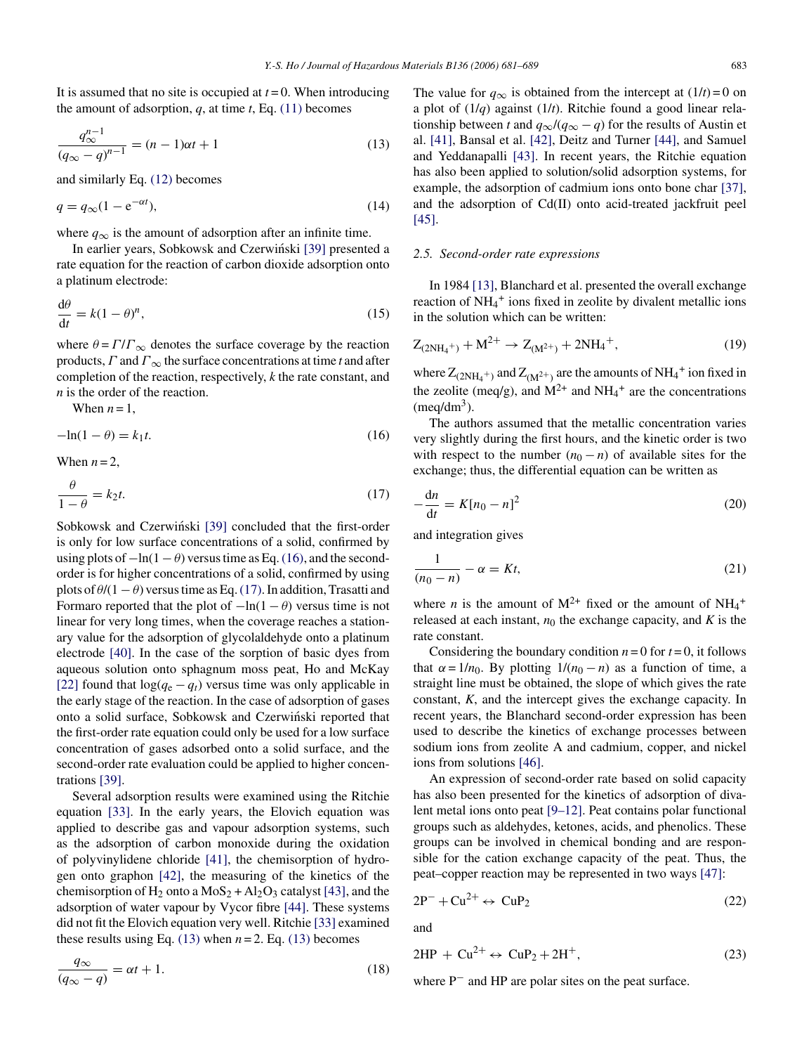It is assumed that no site is occupied at $t = 0$. When introducing the amount of adsorption, $q$, at time $t$, Eq. (11) becomes

$$\frac{q_\infty^{n-1}}{(q_\infty - q)^{n-1}} = (n-1)\alpha t + 1 \tag{13}$$

and similarly Eq. (12) becomes

$$q = q_\infty(1 - e^{-\alpha t}), \tag{14}$$

where $q_\infty$ is the amount of adsorption after an infinite time.

In earlier years, Sobkowsk and Czerwiński [39] presented a rate equation for the reaction of carbon dioxide adsorption onto a platinum electrode:

$$\frac{d\theta}{dt} = k(1-\theta)^n, \tag{15}$$

where $\theta = \Gamma/\Gamma_\infty$ denotes the surface coverage by the reaction products, $\Gamma$ and $\Gamma_\infty$ the surface concentrations at time $t$ and after completion of the reaction, respectively, $k$ the rate constant, and $n$ is the order of the reaction.

When $n = 1$,

$$-\ln(1-\theta) = k_1 t. \tag{16}$$

When $n = 2$,

$$\frac{\theta}{1-\theta} = k_2 t. \tag{17}$$

Sobkowsk and Czerwiński [39] concluded that the first-order is only for low surface concentrations of a solid, confirmed by using plots of $-\ln(1-\theta)$ versus time as Eq. (16), and the second-order is for higher concentrations of a solid, confirmed by using plots of $\theta/(1-\theta)$ versus time as Eq. (17). In addition, Trasatti and Formaro reported that the plot of $-\ln(1-\theta)$ versus time is not linear for very long times, when the coverage reaches a stationary value for the adsorption of glycolaldehyde onto a platinum electrode [40]. In the case of the sorption of basic dyes from aqueous solution onto sphagnum moss peat, Ho and McKay [22] found that $\log(q_e - q_t)$ versus time was only applicable in the early stage of the reaction. In the case of adsorption of gases onto a solid surface, Sobkowsk and Czerwiński reported that the first-order rate equation could only be used for a low surface concentration of gases adsorbed onto a solid surface, and the second-order rate evaluation could be applied to higher concentrations [39].

Several adsorption results were examined using the Ritchie equation [33]. In the early years, the Elovich equation was applied to describe gas and vapour adsorption systems, such as the adsorption of carbon monoxide during the oxidation of polyvinylidene chloride [41], the chemisorption of hydrogen onto graphon [42], the measuring of the kinetics of the chemisorption of $H_2$ onto a $MoS_2 + Al_2O_3$ catalyst [43], and the adsorption of water vapour by Vycor fibre [44]. These systems did not fit the Elovich equation very well. Ritchie [33] examined these results using Eq. (13) when $n = 2$. Eq. (13) becomes

$$\frac{q_\infty}{(q_\infty - q)} = \alpha t + 1. \tag{18}$$

The value for $q_\infty$ is obtained from the intercept at $(1/t) = 0$ on a plot of $(1/q)$ against $(1/t)$. Ritchie found a good linear relationship between $t$ and $q_\infty/(q_\infty - q)$ for the results of Austin et al. [41], Bansal et al. [42], Deitz and Turner [44], and Samuel and Yeddanapalli [43]. In recent years, the Ritchie equation has also been applied to solution/solid adsorption systems, for example, the adsorption of cadmium ions onto bone char [37], and the adsorption of Cd(II) onto acid-treated jackfruit peel [45].

### 2.5. Second-order rate expressions

In 1984 [13], Blanchard et al. presented the overall exchange reaction of $NH_4^+$ ions fixed in zeolite by divalent metallic ions in the solution which can be written:

$$Z_{(2NH_4^+)} + M^{2+} \rightarrow Z_{(M^{2+})} + 2NH_4^+, \tag{19}$$

where $Z_{(2NH_4^+)}$ and $Z_{(M^{2+})}$ are the amounts of $NH_4^+$ ion fixed in the zeolite (meq/g), and $M^{2+}$ and $NH_4^+$ are the concentrations (meq/dm$^3$).

The authors assumed that the metallic concentration varies very slightly during the first hours, and the kinetic order is two with respect to the number $(n_0 - n)$ of available sites for the exchange; thus, the differential equation can be written as

$$-\frac{dn}{dt} = K[n_0 - n]^2 \tag{20}$$

and integration gives

$$\frac{1}{(n_0 - n)} - \alpha = Kt, \tag{21}$$

where $n$ is the amount of $M^{2+}$ fixed or the amount of $NH_4^+$ released at each instant, $n_0$ the exchange capacity, and $K$ is the rate constant.

Considering the boundary condition $n = 0$ for $t = 0$, it follows that $\alpha = 1/n_0$. By plotting $1/(n_0 - n)$ as a function of time, a straight line must be obtained, the slope of which gives the rate constant, $K$, and the intercept gives the exchange capacity. In recent years, the Blanchard second-order expression has been used to describe the kinetics of exchange processes between sodium ions from zeolite A and cadmium, copper, and nickel ions from solutions [46].

An expression of second-order rate based on solid capacity has also been presented for the kinetics of adsorption of divalent metal ions onto peat [9–12]. Peat contains polar functional groups such as aldehydes, ketones, acids, and phenolics. These groups can be involved in chemical bonding and are responsible for the cation exchange capacity of the peat. Thus, the peat–copper reaction may be represented in two ways [47]:

$$2P^- + Cu^{2+} \leftrightarrow CuP_2 \tag{22}$$

and

$$2HP + Cu^{2+} \leftrightarrow CuP_2 + 2H^+, \tag{23}$$

where $P^-$ and HP are polar sites on the peat surface.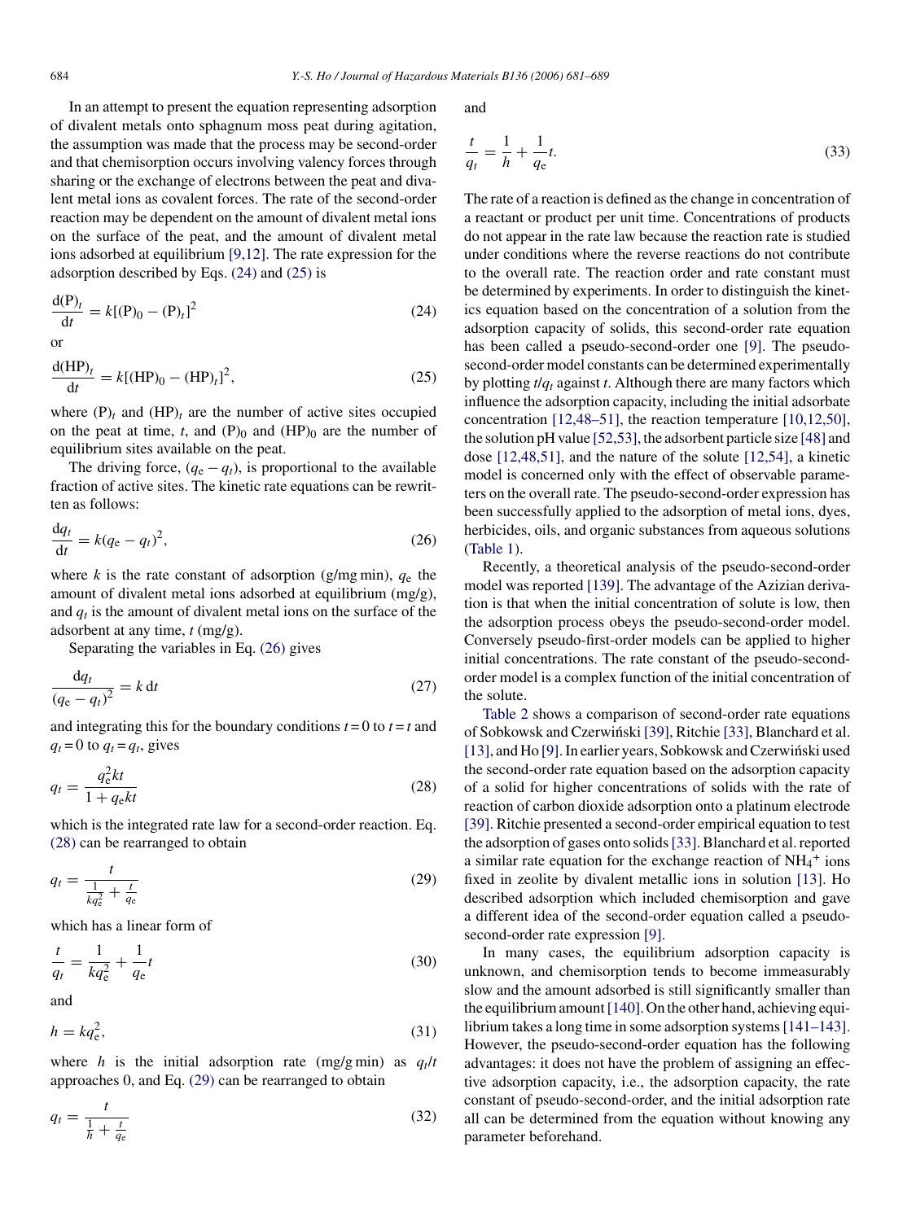In an attempt to present the equation representing adsorption of divalent metals onto sphagnum moss peat during agitation, the assumption was made that the process may be second-order and that chemisorption occurs involving valency forces through sharing or the exchange of electrons between the peat and divalent metal ions as covalent forces. The rate of the second-order reaction may be dependent on the amount of divalent metal ions on the surface of the peat, and the amount of divalent metal ions adsorbed at equilibrium [9,12]. The rate expression for the adsorption described by Eqs. (24) and (25) is

$$\frac{\mathrm{d(P)}_t}{\mathrm{d}t} = k[(\mathrm{P})_0 - (\mathrm{P})_t]^2 \tag{24}$$

or

$$\frac{\mathrm{d(HP)}_t}{\mathrm{d}t} = k[(\mathrm{HP})_0 - (\mathrm{HP})_t]^2, \tag{25}$$

where $(\mathrm{P})_t$ and $(\mathrm{HP})_t$ are the number of active sites occupied on the peat at time, $t$, and $(\mathrm{P})_0$ and $(\mathrm{HP})_0$ are the number of equilibrium sites available on the peat.

The driving force, $(q_e - q_t)$, is proportional to the available fraction of active sites. The kinetic rate equations can be rewritten as follows:

$$\frac{\mathrm{d}q_t}{\mathrm{d}t} = k(q_e - q_t)^2, \tag{26}$$

where $k$ is the rate constant of adsorption (g/mg min), $q_e$ the amount of divalent metal ions adsorbed at equilibrium (mg/g), and $q_t$ is the amount of divalent metal ions on the surface of the adsorbent at any time, $t$ (mg/g).

Separating the variables in Eq. (26) gives

$$\frac{\mathrm{d}q_t}{(q_e - q_t)^2} = k\,\mathrm{d}t \tag{27}$$

and integrating this for the boundary conditions $t = 0$ to $t = t$ and $q_t = 0$ to $q_t = q_t$, gives

$$q_t = \frac{q_e^2 kt}{1 + q_e kt} \tag{28}$$

which is the integrated rate law for a second-order reaction. Eq. (28) can be rearranged to obtain

$$q_t = \frac{t}{\frac{1}{kq_e^2} + \frac{t}{q_e}} \tag{29}$$

which has a linear form of

$$\frac{t}{q_t} = \frac{1}{kq_e^2} + \frac{1}{q_e}t \tag{30}$$

and

$$h = kq_e^2, \tag{31}$$

where $h$ is the initial adsorption rate (mg/g min) as $q_t/t$ approaches 0, and Eq. (29) can be rearranged to obtain

$$q_t = \frac{t}{\frac{1}{h} + \frac{t}{q_e}} \tag{32}$$

and

$$\frac{t}{q_t} = \frac{1}{h} + \frac{1}{q_e}t. \tag{33}$$

The rate of a reaction is defined as the change in concentration of a reactant or product per unit time. Concentrations of products do not appear in the rate law because the reaction rate is studied under conditions where the reverse reactions do not contribute to the overall rate. The reaction order and rate constant must be determined by experiments. In order to distinguish the kinetics equation based on the concentration of a solution from the adsorption capacity of solids, this second-order rate equation has been called a pseudo-second-order one [9]. The pseudo-second-order model constants can be determined experimentally by plotting $t/q_t$ against $t$. Although there are many factors which influence the adsorption capacity, including the initial adsorbate concentration [12,48–51], the reaction temperature [10,12,50], the solution pH value [52,53], the adsorbent particle size [48] and dose [12,48,51], and the nature of the solute [12,54], a kinetic model is concerned only with the effect of observable parameters on the overall rate. The pseudo-second-order expression has been successfully applied to the adsorption of metal ions, dyes, herbicides, oils, and organic substances from aqueous solutions (Table 1).

Recently, a theoretical analysis of the pseudo-second-order model was reported [139]. The advantage of the Azizian derivation is that when the initial concentration of solute is low, then the adsorption process obeys the pseudo-second-order model. Conversely pseudo-first-order models can be applied to higher initial concentrations. The rate constant of the pseudo-second-order model is a complex function of the initial concentration of the solute.

Table 2 shows a comparison of second-order rate equations of Sobkowsk and Czerwiński [39], Ritchie [33], Blanchard et al. [13], and Ho [9]. In earlier years, Sobkowsk and Czerwiński used the second-order rate equation based on the adsorption capacity of a solid for higher concentrations of solids with the rate of reaction of carbon dioxide adsorption onto a platinum electrode [39]. Ritchie presented a second-order empirical equation to test the adsorption of gases onto solids [33]. Blanchard et al. reported a similar rate equation for the exchange reaction of $NH_4^+$ ions fixed in zeolite by divalent metallic ions in solution [13]. Ho described adsorption which included chemisorption and gave a different idea of the second-order equation called a pseudo-second-order rate expression [9].

In many cases, the equilibrium adsorption capacity is unknown, and chemisorption tends to become immeasurably slow and the amount adsorbed is still significantly smaller than the equilibrium amount [140]. On the other hand, achieving equilibrium takes a long time in some adsorption systems [141–143]. However, the pseudo-second-order equation has the following advantages: it does not have the problem of assigning an effective adsorption capacity, i.e., the adsorption capacity, the rate constant of pseudo-second-order, and the initial adsorption rate all can be determined from the equation without knowing any parameter beforehand.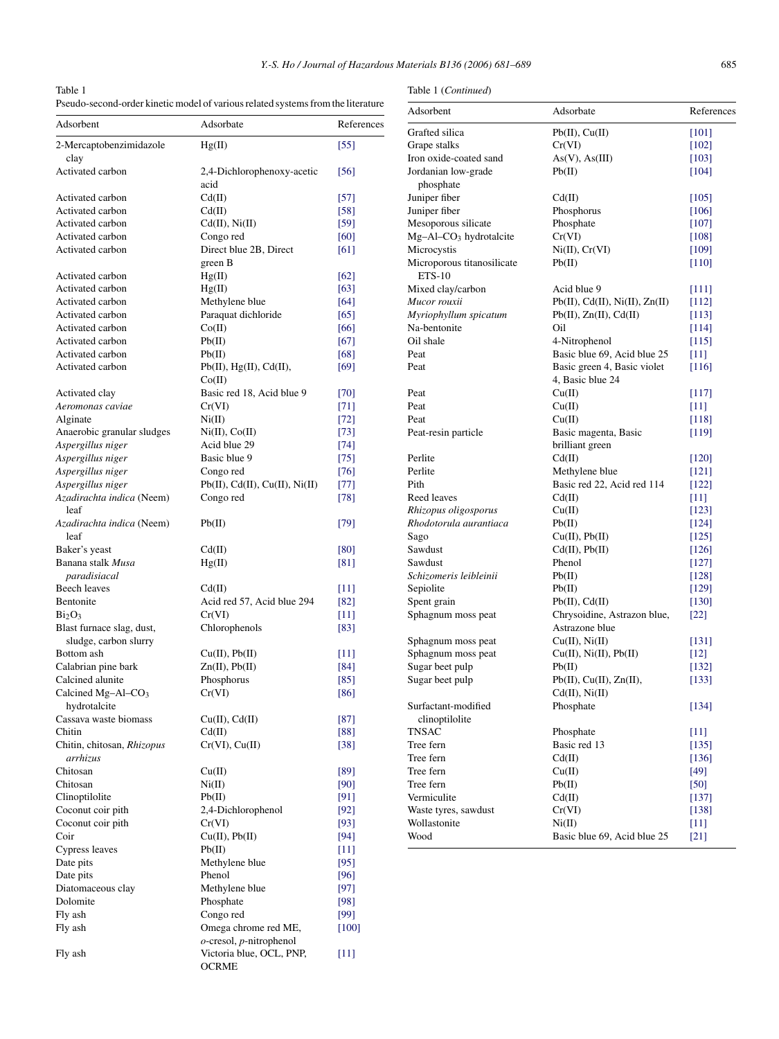Table 1
Pseudo-second-order kinetic model of various related systems from the literature

| Adsorbent | Adsorbate | References |
|---|---|---|
| 2-Mercaptobenzimidazole clay | Hg(II) | [55] |
| Activated carbon | 2,4-Dichlorophenoxy-acetic acid | [56] |
| Activated carbon | Cd(II) | [57] |
| Activated carbon | Cd(II) | [58] |
| Activated carbon | Cd(II), Ni(II) | [59] |
| Activated carbon | Congo red | [60] |
| Activated carbon | Direct blue 2B, Direct green B | [61] |
| Activated carbon | Hg(II) | [62] |
| Activated carbon | Hg(II) | [63] |
| Activated carbon | Methylene blue | [64] |
| Activated carbon | Paraquat dichloride | [65] |
| Activated carbon | Co(II) | [66] |
| Activated carbon | Pb(II) | [67] |
| Activated carbon | Pb(II) | [68] |
| Activated carbon | Pb(II), Hg(II), Cd(II), Co(II) | [69] |
| Activated clay | Basic red 18, Acid blue 9 | [70] |
| *Aeromonas caviae* | Cr(VI) | [71] |
| Alginate | Ni(II) | [72] |
| Anaerobic granular sludges | Ni(II), Co(II) | [73] |
| *Aspergillus niger* | Acid blue 29 | [74] |
| *Aspergillus niger* | Basic blue 9 | [75] |
| *Aspergillus niger* | Congo red | [76] |
| *Aspergillus niger* | Pb(II), Cd(II), Cu(II), Ni(II) | [77] |
| *Azadirachta indica* (Neem) leaf | Congo red | [78] |
| *Azadirachta indica* (Neem) leaf | Pb(II) | [79] |
| Baker's yeast | Cd(II) | [80] |
| Banana stalk *Musa paradisiacal* | Hg(II) | [81] |
| Beech leaves | Cd(II) | [11] |
| Bentonite | Acid red 57, Acid blue 294 | [82] |
| $Bi_2O_3$ | Cr(VI) | [11] |
| Blast furnace slag, dust, sludge, carbon slurry | Chlorophenols | [83] |
| Bottom ash | Cu(II), Pb(II) | [11] |
| Calabrian pine bark | Zn(II), Pb(II) | [84] |
| Calcined alunite | Phosphorus | [85] |
| Calcined Mg–Al–$CO_3$ hydrotalcite | Cr(VI) | [86] |
| Cassava waste biomass | Cu(II), Cd(II) | [87] |
| Chitin | Cd(II) | [88] |
| Chitin, chitosan, *Rhizopus arrhizus* | Cr(VI), Cu(II) | [38] |
| Chitosan | Cu(II) | [89] |
| Chitosan | Ni(II) | [90] |
| Clinoptilolite | Pb(II) | [91] |
| Coconut coir pith | 2,4-Dichlorophenol | [92] |
| Coconut coir pith | Cr(VI) | [93] |
| Coir | Cu(II), Pb(II) | [94] |
| Cypress leaves | Pb(II) | [11] |
| Date pits | Methylene blue | [95] |
| Date pits | Phenol | [96] |
| Diatomaceous clay | Methylene blue | [97] |
| Dolomite | Phosphate | [98] |
| Fly ash | Congo red | [99] |
| Fly ash | Omega chrome red ME, *o*-cresol, *p*-nitrophenol | [100] |
| Fly ash | Victoria blue, OCL, PNP, OCRME | [11] |
| Grafted silica | Pb(II), Cu(II) | [101] |
| Grape stalks | Cr(VI) | [102] |
| Iron oxide-coated sand | As(V), As(III) | [103] |
| Jordanian low-grade phosphate | Pb(II) | [104] |
| Juniper fiber | Cd(II) | [105] |
| Juniper fiber | Phosphorus | [106] |
| Mesoporous silicate | Phosphate | [107] |
| Mg–Al–$CO_3$ hydrotalcite | Cr(VI) | [108] |
| Microcystis | Ni(II), Cr(VI) | [109] |
| Microporous titanosilicate ETS-10 | Pb(II) | [110] |
| Mixed clay/carbon | Acid blue 9 | [111] |
| *Mucor rouxii* | Pb(II), Cd(II), Ni(II), Zn(II) | [112] |
| *Myriophyllum spicatum* | Pb(II), Zn(II), Cd(II) | [113] |
| Na-bentonite | Oil | [114] |
| Oil shale | 4-Nitrophenol | [115] |
| Peat | Basic blue 69, Acid blue 25 | [11] |
| Peat | Basic green 4, Basic violet 4, Basic blue 24 | [116] |
| Peat | Cu(II) | [117] |
| Peat | Cu(II) | [11] |
| Peat | Cu(II) | [118] |
| Peat-resin particle | Basic magenta, Basic brilliant green | [119] |
| Perlite | Cd(II) | [120] |
| Perlite | Methylene blue | [121] |
| Pith | Basic red 22, Acid red 114 | [122] |
| Reed leaves | Cd(II) | [11] |
| *Rhizopus oligosporus* | Cu(II) | [123] |
| *Rhodotorula aurantiaca* | Pb(II) | [124] |
| Sago | Cu(II), Pb(II) | [125] |
| Sawdust | Cd(II), Pb(II) | [126] |
| Sawdust | Phenol | [127] |
| *Schizomeris leibleinii* | Pb(II) | [128] |
| Sepiolite | Pb(II) | [129] |
| Spent grain | Pb(II), Cd(II) | [130] |
| Sphagnum moss peat | Chrysoidine, Astrazon blue, Astrazone blue | [22] |
| Sphagnum moss peat | Cu(II), Ni(II) | [131] |
| Sphagnum moss peat | Cu(II), Ni(II), Pb(II) | [12] |
| Sugar beet pulp | Pb(II) | [132] |
| Sugar beet pulp | Pb(II), Cu(II), Zn(II), Cd(II), Ni(II) | [133] |
| Surfactant-modified clinoptilolite | Phosphate | [134] |
| TNSAC | Phosphate | [11] |
| Tree fern | Basic red 13 | [135] |
| Tree fern | Cd(II) | [136] |
| Tree fern | Cu(II) | [49] |
| Tree fern | Pb(II) | [50] |
| Vermiculite | Cd(II) | [137] |
| Waste tyres, sawdust | Cr(VI) | [138] |
| Wollastonite | Ni(II) | [11] |
| Wood | Basic blue 69, Acid blue 25 | [21] |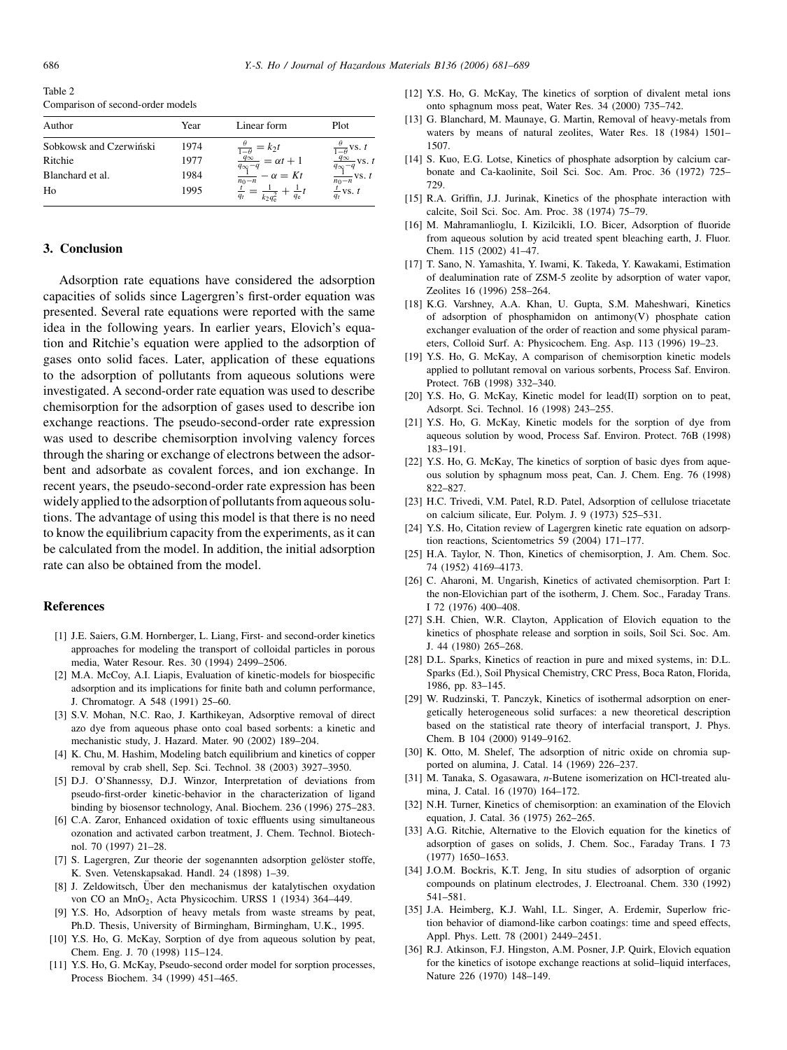Table 2
Comparison of second-order models

| Author | Year | Linear form | Plot |
|---|---|---|---|
| Sobkowsk and Czerwiński | 1974 | $\frac{\theta}{1-\theta} = k_2 t$ | $\frac{\theta}{1-\theta}$ vs. $t$ |
| Ritchie | 1977 | $\frac{q_\infty}{q_\infty - q} = \alpha t + 1$ | $\frac{q_\infty}{q_\infty - q}$ vs. $t$ |
| Blanchard et al. | 1984 | $\frac{1}{n_0 - n} - \alpha = Kt$ | $\frac{1}{n_0 - n}$ vs. $t$ |
| Ho | 1995 | $\frac{t}{q_t} = \frac{1}{k_2 q_e^2} + \frac{1}{q_e} t$ | $\frac{t}{q_t}$ vs. $t$ |

## 3. Conclusion

Adsorption rate equations have considered the adsorption capacities of solids since Lagergren's first-order equation was presented. Several rate equations were reported with the same idea in the following years. In earlier years, Elovich's equation and Ritchie's equation were applied to the adsorption of gases onto solid faces. Later, application of these equations to the adsorption of pollutants from aqueous solutions were investigated. A second-order rate equation was used to describe chemisorption for the adsorption of gases used to describe ion exchange reactions. The pseudo-second-order rate expression was used to describe chemisorption involving valency forces through the sharing or exchange of electrons between the adsorbent and adsorbate as covalent forces, and ion exchange. In recent years, the pseudo-second-order rate expression has been widely applied to the adsorption of pollutants from aqueous solutions. The advantage of using this model is that there is no need to know the equilibrium capacity from the experiments, as it can be calculated from the model. In addition, the initial adsorption rate can also be obtained from the model.

## References

[1] J.E. Saiers, G.M. Hornberger, L. Liang, First- and second-order kinetics approaches for modeling the transport of colloidal particles in porous media, Water Resour. Res. 30 (1994) 2499–2506.

[2] M.A. McCoy, A.I. Liapis, Evaluation of kinetic-models for biospecific adsorption and its implications for finite bath and column performance, J. Chromatogr. A 548 (1991) 25–60.

[3] S.V. Mohan, N.C. Rao, J. Karthikeyan, Adsorptive removal of direct azo dye from aqueous phase onto coal based sorbents: a kinetic and mechanistic study, J. Hazard. Mater. 90 (2002) 189–204.

[4] K. Chu, M. Hashim, Modeling batch equilibrium and kinetics of copper removal by crab shell, Sep. Sci. Technol. 38 (2003) 3927–3950.

[5] D.J. O'Shannessy, D.J. Winzor, Interpretation of deviations from pseudo-first-order kinetic-behavior in the characterization of ligand binding by biosensor technology, Anal. Biochem. 236 (1996) 275–283.

[6] C.A. Zaror, Enhanced oxidation of toxic effluents using simultaneous ozonation and activated carbon treatment, J. Chem. Technol. Biotechnol. 70 (1997) 21–28.

[7] S. Lagergren, Zur theorie der sogenannten adsorption gelöster stoffe, K. Sven. Vetenskapsakad. Handl. 24 (1898) 1–39.

[8] J. Zeldowitsch, Über den mechanismus der katalytischen oxydation von CO an $MnO_2$, Acta Physicochim. URSS 1 (1934) 364–449.

[9] Y.S. Ho, Adsorption of heavy metals from waste streams by peat, Ph.D. Thesis, University of Birmingham, Birmingham, U.K., 1995.

[10] Y.S. Ho, G. McKay, Sorption of dye from aqueous solution by peat, Chem. Eng. J. 70 (1998) 115–124.

[11] Y.S. Ho, G. McKay, Pseudo-second order model for sorption processes, Process Biochem. 34 (1999) 451–465.

[12] Y.S. Ho, G. McKay, The kinetics of sorption of divalent metal ions onto sphagnum moss peat, Water Res. 34 (2000) 735–742.

[13] G. Blanchard, M. Maunaye, G. Martin, Removal of heavy-metals from waters by means of natural zeolites, Water Res. 18 (1984) 1501–1507.

[14] S. Kuo, E.G. Lotse, Kinetics of phosphate adsorption by calcium carbonate and Ca-kaolinite, Soil Sci. Soc. Am. Proc. 36 (1972) 725–729.

[15] R.A. Griffin, J.J. Jurinak, Kinetics of the phosphate interaction with calcite, Soil Sci. Soc. Am. Proc. 38 (1974) 75–79.

[16] M. Mahramanlioglu, I. Kizilcikli, I.O. Bicer, Adsorption of fluoride from aqueous solution by acid treated spent bleaching earth, J. Fluor. Chem. 115 (2002) 41–47.

[17] T. Sano, N. Yamashita, Y. Iwami, K. Takeda, Y. Kawakami, Estimation of dealumination rate of ZSM-5 zeolite by adsorption of water vapor, Zeolites 16 (1996) 258–264.

[18] K.G. Varshney, A.A. Khan, U. Gupta, S.M. Maheshwari, Kinetics of adsorption of phosphamidon on antimony(V) phosphate cation exchanger evaluation of the order of reaction and some physical parameters, Colloid Surf. A: Physicochem. Eng. Asp. 113 (1996) 19–23.

[19] Y.S. Ho, G. McKay, A comparison of chemisorption kinetic models applied to pollutant removal on various sorbents, Process Saf. Environ. Protect. 76B (1998) 332–340.

[20] Y.S. Ho, G. McKay, Kinetic model for lead(II) sorption on to peat, Adsorpt. Sci. Technol. 16 (1998) 243–255.

[21] Y.S. Ho, G. McKay, Kinetic models for the sorption of dye from aqueous solution by wood, Process Saf. Environ. Protect. 76B (1998) 183–191.

[22] Y.S. Ho, G. McKay, The kinetics of sorption of basic dyes from aqueous solution by sphagnum moss peat, Can. J. Chem. Eng. 76 (1998) 822–827.

[23] H.C. Trivedi, V.M. Patel, R.D. Patel, Adsorption of cellulose triacetate on calcium silicate, Eur. Polym. J. 9 (1973) 525–531.

[24] Y.S. Ho, Citation review of Lagergren kinetic rate equation on adsorption reactions, Scientometrics 59 (2004) 171–177.

[25] H.A. Taylor, N. Thon, Kinetics of chemisorption, J. Am. Chem. Soc. 74 (1952) 4169–4173.

[26] C. Aharoni, M. Ungarish, Kinetics of activated chemisorption. Part I: the non-Elovichian part of the isotherm, J. Chem. Soc., Faraday Trans. I 72 (1976) 400–408.

[27] S.H. Chien, W.R. Clayton, Application of Elovich equation to the kinetics of phosphate release and sorption in soils, Soil Sci. Soc. Am. J. 44 (1980) 265–268.

[28] D.L. Sparks, Kinetics of reaction in pure and mixed systems, in: D.L. Sparks (Ed.), Soil Physical Chemistry, CRC Press, Boca Raton, Florida, 1986, pp. 83–145.

[29] W. Rudzinski, T. Panczyk, Kinetics of isothermal adsorption on energetically heterogeneous solid surfaces: a new theoretical description based on the statistical rate theory of interfacial transport, J. Phys. Chem. B 104 (2000) 9149–9162.

[30] K. Otto, M. Shelef, The adsorption of nitric oxide on chromia supported on alumina, J. Catal. 14 (1969) 226–237.

[31] M. Tanaka, S. Ogasawara, *n*-Butene isomerization on HCl-treated alumina, J. Catal. 16 (1970) 164–172.

[32] N.H. Turner, Kinetics of chemisorption: an examination of the Elovich equation, J. Catal. 36 (1975) 262–265.

[33] A.G. Ritchie, Alternative to the Elovich equation for the kinetics of adsorption of gases on solids, J. Chem. Soc., Faraday Trans. I 73 (1977) 1650–1653.

[34] J.O.M. Bockris, K.T. Jeng, In situ studies of adsorption of organic compounds on platinum electrodes, J. Electroanal. Chem. 330 (1992) 541–581.

[35] J.A. Heimberg, K.J. Wahl, I.L. Singer, A. Erdemir, Superlow friction behavior of diamond-like carbon coatings: time and speed effects, Appl. Phys. Lett. 78 (2001) 2449–2451.

[36] R.J. Atkinson, F.J. Hingston, A.M. Posner, J.P. Quirk, Elovich equation for the kinetics of isotope exchange reactions at solid–liquid interfaces, Nature 226 (1970) 148–149.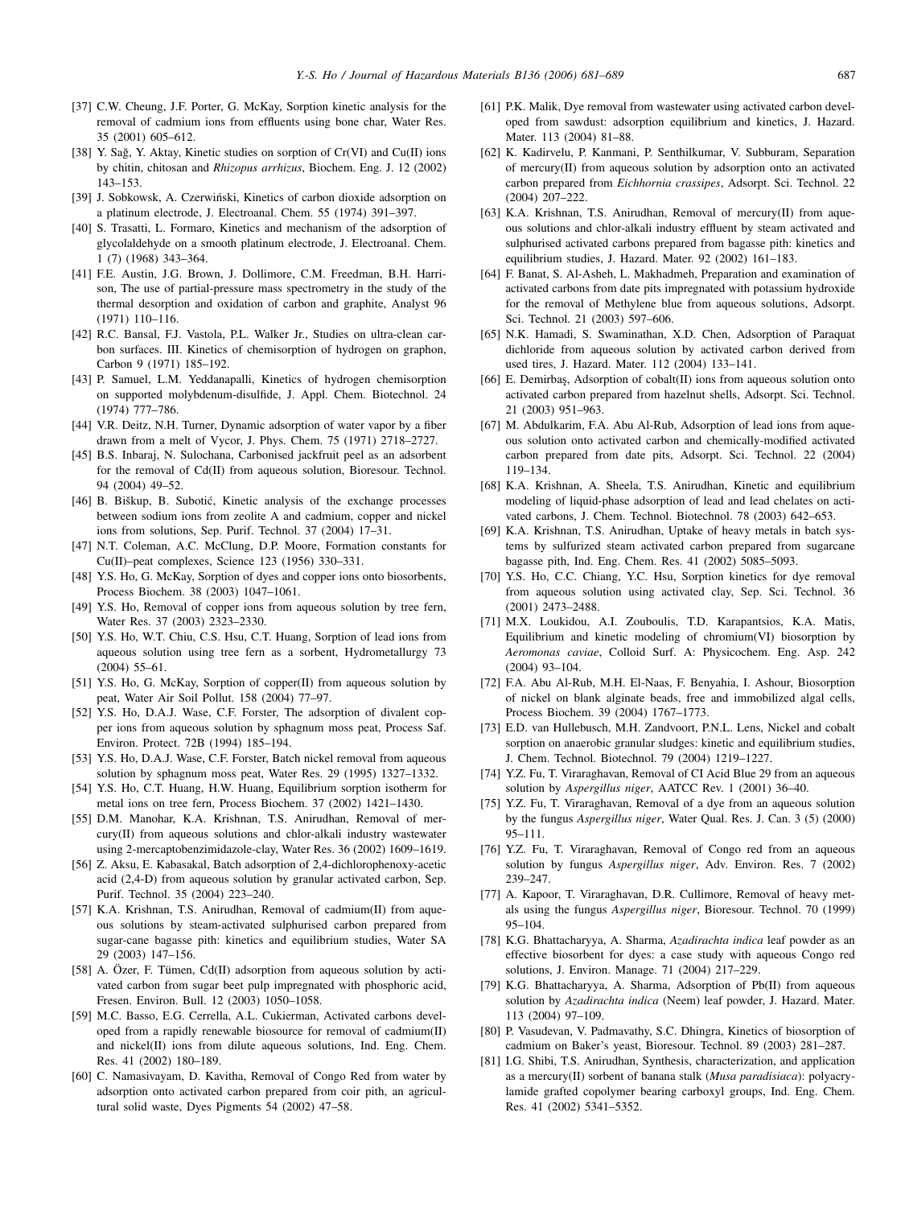[37] C.W. Cheung, J.F. Porter, G. McKay, Sorption kinetic analysis for the removal of cadmium ions from effluents using bone char, Water Res. 35 (2001) 605–612.

[38] Y. Sağ, Y. Aktay, Kinetic studies on sorption of Cr(VI) and Cu(II) ions by chitin, chitosan and *Rhizopus arrhizus*, Biochem. Eng. J. 12 (2002) 143–153.

[39] J. Sobkowsk, A. Czerwiński, Kinetics of carbon dioxide adsorption on a platinum electrode, J. Electroanal. Chem. 55 (1974) 391–397.

[40] S. Trasatti, L. Formaro, Kinetics and mechanism of the adsorption of glycolaldehyde on a smooth platinum electrode, J. Electroanal. Chem. 1 (7) (1968) 343–364.

[41] F.E. Austin, J.G. Brown, J. Dollimore, C.M. Freedman, B.H. Harrison, The use of partial-pressure mass spectrometry in the study of the thermal desorption and oxidation of carbon and graphite, Analyst 96 (1971) 110–116.

[42] R.C. Bansal, F.J. Vastola, P.L. Walker Jr., Studies on ultra-clean carbon surfaces. III. Kinetics of chemisorption of hydrogen on graphon, Carbon 9 (1971) 185–192.

[43] P. Samuel, L.M. Yeddanapalli, Kinetics of hydrogen chemisorption on supported molybdenum-disulfide, J. Appl. Chem. Biotechnol. 24 (1974) 777–786.

[44] V.R. Deitz, N.H. Turner, Dynamic adsorption of water vapor by a fiber drawn from a melt of Vycor, J. Phys. Chem. 75 (1971) 2718–2727.

[45] B.S. Inbaraj, N. Sulochana, Carbonised jackfruit peel as an adsorbent for the removal of Cd(II) from aqueous solution, Bioresour. Technol. 94 (2004) 49–52.

[46] B. Biškup, B. Subotić, Kinetic analysis of the exchange processes between sodium ions from zeolite A and cadmium, copper and nickel ions from solutions, Sep. Purif. Technol. 37 (2004) 17–31.

[47] N.T. Coleman, A.C. McClung, D.P. Moore, Formation constants for Cu(II)–peat complexes, Science 123 (1956) 330–331.

[48] Y.S. Ho, G. McKay, Sorption of dyes and copper ions onto biosorbents, Process Biochem. 38 (2003) 1047–1061.

[49] Y.S. Ho, Removal of copper ions from aqueous solution by tree fern, Water Res. 37 (2003) 2323–2330.

[50] Y.S. Ho, W.T. Chiu, C.S. Hsu, C.T. Huang, Sorption of lead ions from aqueous solution using tree fern as a sorbent, Hydrometallurgy 73 (2004) 55–61.

[51] Y.S. Ho, G. McKay, Sorption of copper(II) from aqueous solution by peat, Water Air Soil Pollut. 158 (2004) 77–97.

[52] Y.S. Ho, D.A.J. Wase, C.F. Forster, The adsorption of divalent copper ions from aqueous solution by sphagnum moss peat, Process Saf. Environ. Protect. 72B (1994) 185–194.

[53] Y.S. Ho, D.A.J. Wase, C.F. Forster, Batch nickel removal from aqueous solution by sphagnum moss peat, Water Res. 29 (1995) 1327–1332.

[54] Y.S. Ho, C.T. Huang, H.W. Huang, Equilibrium sorption isotherm for metal ions on tree fern, Process Biochem. 37 (2002) 1421–1430.

[55] D.M. Manohar, K.A. Krishnan, T.S. Anirudhan, Removal of mercury(II) from aqueous solutions and chlor-alkali industry wastewater using 2-mercaptobenzimidazole-clay, Water Res. 36 (2002) 1609–1619.

[56] Z. Aksu, E. Kabasakal, Batch adsorption of 2,4-dichlorophenoxy-acetic acid (2,4-D) from aqueous solution by granular activated carbon, Sep. Purif. Technol. 35 (2004) 223–240.

[57] K.A. Krishnan, T.S. Anirudhan, Removal of cadmium(II) from aqueous solutions by steam-activated sulphurised carbon prepared from sugar-cane bagasse pith: kinetics and equilibrium studies, Water SA 29 (2003) 147–156.

[58] A. Özer, F. Tümen, Cd(II) adsorption from aqueous solution by activated carbon from sugar beet pulp impregnated with phosphoric acid, Fresen. Environ. Bull. 12 (2003) 1050–1058.

[59] M.C. Basso, E.G. Cerrella, A.L. Cukierman, Activated carbons developed from a rapidly renewable biosource for removal of cadmium(II) and nickel(II) ions from dilute aqueous solutions, Ind. Eng. Chem. Res. 41 (2002) 180–189.

[60] C. Namasivayam, D. Kavitha, Removal of Congo Red from water by adsorption onto activated carbon prepared from coir pith, an agricultural solid waste, Dyes Pigments 54 (2002) 47–58.

[61] P.K. Malik, Dye removal from wastewater using activated carbon developed from sawdust: adsorption equilibrium and kinetics, J. Hazard. Mater. 113 (2004) 81–88.

[62] K. Kadirvelu, P. Kanmani, P. Senthilkumar, V. Subburam, Separation of mercury(II) from aqueous solution by adsorption onto an activated carbon prepared from *Eichhornia crassipes*, Adsorpt. Sci. Technol. 22 (2004) 207–222.

[63] K.A. Krishnan, T.S. Anirudhan, Removal of mercury(II) from aqueous solutions and chlor-alkali industry effluent by steam activated and sulphurised activated carbons prepared from bagasse pith: kinetics and equilibrium studies, J. Hazard. Mater. 92 (2002) 161–183.

[64] F. Banat, S. Al-Asheh, L. Makhadmeh, Preparation and examination of activated carbons from date pits impregnated with potassium hydroxide for the removal of Methylene blue from aqueous solutions, Adsorpt. Sci. Technol. 21 (2003) 597–606.

[65] N.K. Hamadi, S. Swaminathan, X.D. Chen, Adsorption of Paraquat dichloride from aqueous solution by activated carbon derived from used tires, J. Hazard. Mater. 112 (2004) 133–141.

[66] E. Demirbaş, Adsorption of cobalt(II) ions from aqueous solution onto activated carbon prepared from hazelnut shells, Adsorpt. Sci. Technol. 21 (2003) 951–963.

[67] M. Abdulkarim, F.A. Abu Al-Rub, Adsorption of lead ions from aqueous solution onto activated carbon and chemically-modified activated carbon prepared from date pits, Adsorpt. Sci. Technol. 22 (2004) 119–134.

[68] K.A. Krishnan, A. Sheela, T.S. Anirudhan, Kinetic and equilibrium modeling of liquid-phase adsorption of lead and lead chelates on activated carbons, J. Chem. Technol. Biotechnol. 78 (2003) 642–653.

[69] K.A. Krishnan, T.S. Anirudhan, Uptake of heavy metals in batch systems by sulfurized steam activated carbon prepared from sugarcane bagasse pith, Ind. Eng. Chem. Res. 41 (2002) 5085–5093.

[70] Y.S. Ho, C.C. Chiang, Y.C. Hsu, Sorption kinetics for dye removal from aqueous solution using activated clay, Sep. Sci. Technol. 36 (2001) 2473–2488.

[71] M.X. Loukidou, A.I. Zouboulis, T.D. Karapantsios, K.A. Matis, Equilibrium and kinetic modeling of chromium(VI) biosorption by *Aeromonas caviae*, Colloid Surf. A: Physicochem. Eng. Asp. 242 (2004) 93–104.

[72] F.A. Abu Al-Rub, M.H. El-Naas, F. Benyahia, I. Ashour, Biosorption of nickel on blank alginate beads, free and immobilized algal cells, Process Biochem. 39 (2004) 1767–1773.

[73] E.D. van Hullebusch, M.H. Zandvoort, P.N.L. Lens, Nickel and cobalt sorption on anaerobic granular sludges: kinetic and equilibrium studies, J. Chem. Technol. Biotechnol. 79 (2004) 1219–1227.

[74] Y.Z. Fu, T. Viraraghavan, Removal of CI Acid Blue 29 from an aqueous solution by *Aspergillus niger*, AATCC Rev. 1 (2001) 36–40.

[75] Y.Z. Fu, T. Viraraghavan, Removal of a dye from an aqueous solution by the fungus *Aspergillus niger*, Water Qual. Res. J. Can. 3 (5) (2000) 95–111.

[76] Y.Z. Fu, T. Viraraghavan, Removal of Congo red from an aqueous solution by fungus *Aspergillus niger*, Adv. Environ. Res. 7 (2002) 239–247.

[77] A. Kapoor, T. Viraraghavan, D.R. Cullimore, Removal of heavy metals using the fungus *Aspergillus niger*, Bioresour. Technol. 70 (1999) 95–104.

[78] K.G. Bhattacharyya, A. Sharma, *Azadirachta indica* leaf powder as an effective biosorbent for dyes: a case study with aqueous Congo red solutions, J. Environ. Manage. 71 (2004) 217–229.

[79] K.G. Bhattacharyya, A. Sharma, Adsorption of Pb(II) from aqueous solution by *Azadirachta indica* (Neem) leaf powder, J. Hazard. Mater. 113 (2004) 97–109.

[80] P. Vasudevan, V. Padmavathy, S.C. Dhingra, Kinetics of biosorption of cadmium on Baker's yeast, Bioresour. Technol. 89 (2003) 281–287.

[81] I.G. Shibi, T.S. Anirudhan, Synthesis, characterization, and application as a mercury(II) sorbent of banana stalk (*Musa paradisiaca*): polyacrylamide grafted copolymer bearing carboxyl groups, Ind. Eng. Chem. Res. 41 (2002) 5341–5352.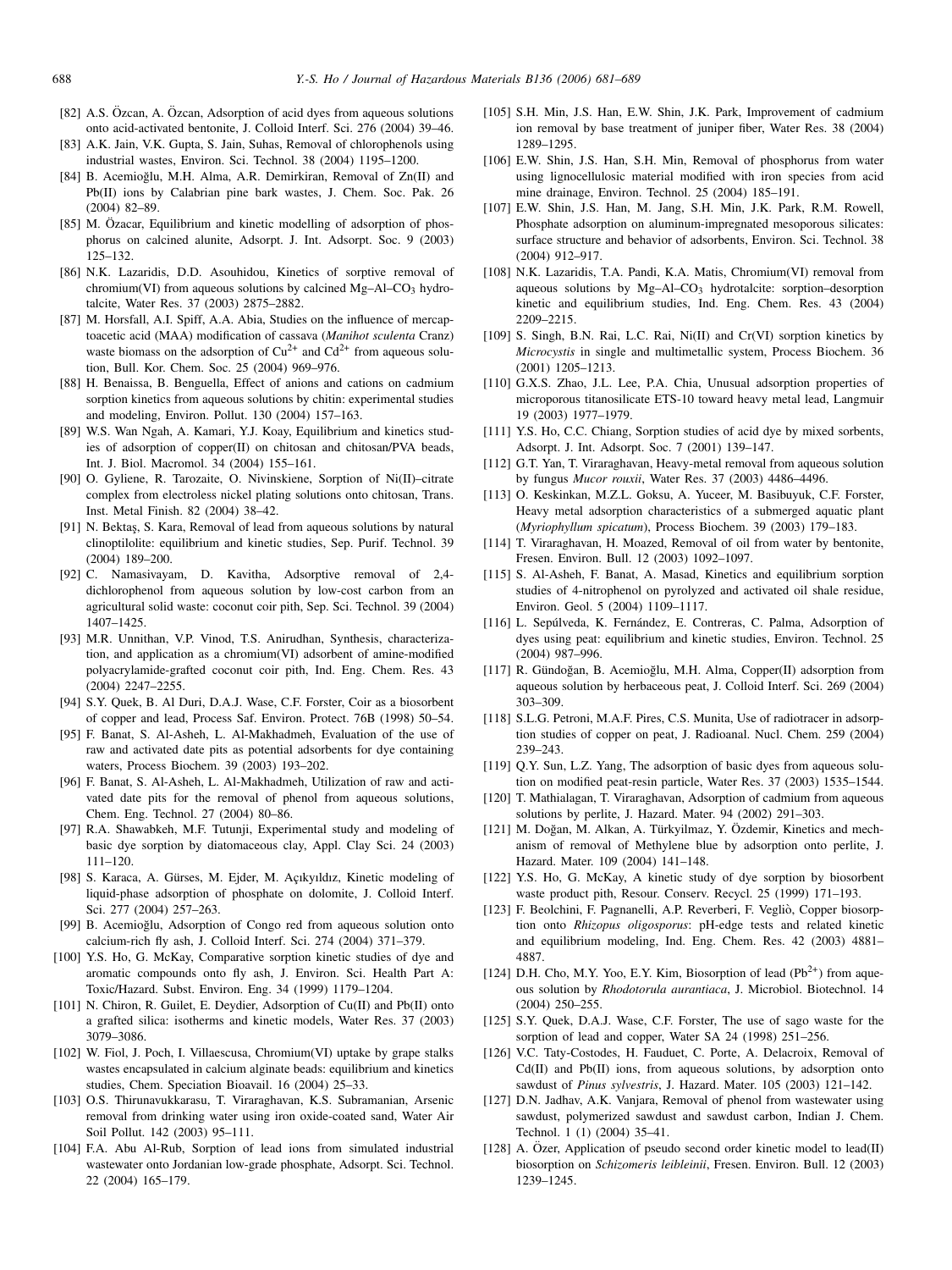[82] A.S. Özcan, A. Özcan, Adsorption of acid dyes from aqueous solutions onto acid-activated bentonite, J. Colloid Interf. Sci. 276 (2004) 39–46.

[83] A.K. Jain, V.K. Gupta, S. Jain, Suhas, Removal of chlorophenols using industrial wastes, Environ. Sci. Technol. 38 (2004) 1195–1200.

[84] B. Acemioğlu, M.H. Alma, A.R. Demirkiran, Removal of Zn(II) and Pb(II) ions by Calabrian pine bark wastes, J. Chem. Soc. Pak. 26 (2004) 82–89.

[85] M. Özacar, Equilibrium and kinetic modelling of adsorption of phosphorus on calcined alunite, Adsorpt. J. Int. Adsorpt. Soc. 9 (2003) 125–132.

[86] N.K. Lazaridis, D.D. Asouhidou, Kinetics of sorptive removal of chromium(VI) from aqueous solutions by calcined Mg–Al–$CO_3$ hydrotalcite, Water Res. 37 (2003) 2875–2882.

[87] M. Horsfall, A.I. Spiff, A.A. Abia, Studies on the influence of mercaptoacetic acid (MAA) modification of cassava (*Manihot sculenta* Cranz) waste biomass on the adsorption of $Cu^{2+}$ and $Cd^{2+}$ from aqueous solution, Bull. Kor. Chem. Soc. 25 (2004) 969–976.

[88] H. Benaissa, B. Benguella, Effect of anions and cations on cadmium sorption kinetics from aqueous solutions by chitin: experimental studies and modeling, Environ. Pollut. 130 (2004) 157–163.

[89] W.S. Wan Ngah, A. Kamari, Y.J. Koay, Equilibrium and kinetics studies of adsorption of copper(II) on chitosan and chitosan/PVA beads, Int. J. Biol. Macromol. 34 (2004) 155–161.

[90] O. Gyliene, R. Tarozaite, O. Nivinskiene, Sorption of Ni(II)–citrate complex from electroless nickel plating solutions onto chitosan, Trans. Inst. Metal Finish. 82 (2004) 38–42.

[91] N. Bektaş, S. Kara, Removal of lead from aqueous solutions by natural clinoptilolite: equilibrium and kinetic studies, Sep. Purif. Technol. 39 (2004) 189–200.

[92] C. Namasivayam, D. Kavitha, Adsorptive removal of 2,4-dichlorophenol from aqueous solution by low-cost carbon from an agricultural solid waste: coconut coir pith, Sep. Sci. Technol. 39 (2004) 1407–1425.

[93] M.R. Unnithan, V.P. Vinod, T.S. Anirudhan, Synthesis, characterization, and application as a chromium(VI) adsorbent of amine-modified polyacrylamide-grafted coconut coir pith, Ind. Eng. Chem. Res. 43 (2004) 2247–2255.

[94] S.Y. Quek, B. Al Duri, D.A.J. Wase, C.F. Forster, Coir as a biosorbent of copper and lead, Process Saf. Environ. Protect. 76B (1998) 50–54.

[95] F. Banat, S. Al-Asheh, L. Al-Makhadmeh, Evaluation of the use of raw and activated date pits as potential adsorbents for dye containing waters, Process Biochem. 39 (2003) 193–202.

[96] F. Banat, S. Al-Asheh, L. Al-Makhadmeh, Utilization of raw and activated date pits for the removal of phenol from aqueous solutions, Chem. Eng. Technol. 27 (2004) 80–86.

[97] R.A. Shawabkeh, M.F. Tutunji, Experimental study and modeling of basic dye sorption by diatomaceous clay, Appl. Clay Sci. 24 (2003) 111–120.

[98] S. Karaca, A. Gürses, M. Ejder, M. Açıkyıldız, Kinetic modeling of liquid-phase adsorption of phosphate on dolomite, J. Colloid Interf. Sci. 277 (2004) 257–263.

[99] B. Acemioğlu, Adsorption of Congo red from aqueous solution onto calcium-rich fly ash, J. Colloid Interf. Sci. 274 (2004) 371–379.

[100] Y.S. Ho, G. McKay, Comparative sorption kinetic studies of dye and aromatic compounds onto fly ash, J. Environ. Sci. Health Part A: Toxic/Hazard. Subst. Environ. Eng. 34 (1999) 1179–1204.

[101] N. Chiron, R. Guilet, E. Deydier, Adsorption of Cu(II) and Pb(II) onto a grafted silica: isotherms and kinetic models, Water Res. 37 (2003) 3079–3086.

[102] W. Fiol, J. Poch, I. Villaescusa, Chromium(VI) uptake by grape stalks wastes encapsulated in calcium alginate beads: equilibrium and kinetics studies, Chem. Speciation Bioavail. 16 (2004) 25–33.

[103] O.S. Thirunavukkarasu, T. Viraraghavan, K.S. Subramanian, Arsenic removal from drinking water using iron oxide-coated sand, Water Air Soil Pollut. 142 (2003) 95–111.

[104] F.A. Abu Al-Rub, Sorption of lead ions from simulated industrial wastewater onto Jordanian low-grade phosphate, Adsorpt. Sci. Technol. 22 (2004) 165–179.

[105] S.H. Min, J.S. Han, E.W. Shin, J.K. Park, Improvement of cadmium ion removal by base treatment of juniper fiber, Water Res. 38 (2004) 1289–1295.

[106] E.W. Shin, J.S. Han, S.H. Min, Removal of phosphorus from water using lignocellulosic material modified with iron species from acid mine drainage, Environ. Technol. 25 (2004) 185–191.

[107] E.W. Shin, J.S. Han, M. Jang, S.H. Min, J.K. Park, R.M. Rowell, Phosphate adsorption on aluminum-impregnated mesoporous silicates: surface structure and behavior of adsorbents, Environ. Sci. Technol. 38 (2004) 912–917.

[108] N.K. Lazaridis, T.A. Pandi, K.A. Matis, Chromium(VI) removal from aqueous solutions by Mg–Al–$CO_3$ hydrotalcite: sorption–desorption kinetic and equilibrium studies, Ind. Eng. Chem. Res. 43 (2004) 2209–2215.

[109] S. Singh, B.N. Rai, L.C. Rai, Ni(II) and Cr(VI) sorption kinetics by *Microcystis* in single and multimetallic system, Process Biochem. 36 (2001) 1205–1213.

[110] G.X.S. Zhao, J.L. Lee, P.A. Chia, Unusual adsorption properties of microporous titanosilicate ETS-10 toward heavy metal lead, Langmuir 19 (2003) 1977–1979.

[111] Y.S. Ho, C.C. Chiang, Sorption studies of acid dye by mixed sorbents, Adsorpt. J. Int. Adsorpt. Soc. 7 (2001) 139–147.

[112] G.T. Yan, T. Viraraghavan, Heavy-metal removal from aqueous solution by fungus *Mucor rouxii*, Water Res. 37 (2003) 4486–4496.

[113] O. Keskinkan, M.Z.L. Goksu, A. Yuceer, M. Basibuyuk, C.F. Forster, Heavy metal adsorption characteristics of a submerged aquatic plant (*Myriophyllum spicatum*), Process Biochem. 39 (2003) 179–183.

[114] T. Viraraghavan, H. Moazed, Removal of oil from water by bentonite, Fresen. Environ. Bull. 12 (2003) 1092–1097.

[115] S. Al-Asheh, F. Banat, A. Masad, Kinetics and equilibrium sorption studies of 4-nitrophenol on pyrolyzed and activated oil shale residue, Environ. Geol. 5 (2004) 1109–1117.

[116] L. Sepúlveda, K. Fernández, E. Contreras, C. Palma, Adsorption of dyes using peat: equilibrium and kinetic studies, Environ. Technol. 25 (2004) 987–996.

[117] R. Gündoğan, B. Acemioğlu, M.H. Alma, Copper(II) adsorption from aqueous solution by herbaceous peat, J. Colloid Interf. Sci. 269 (2004) 303–309.

[118] S.L.G. Petroni, M.A.F. Pires, C.S. Munita, Use of radiotracer in adsorption studies of copper on peat, J. Radioanal. Nucl. Chem. 259 (2004) 239–243.

[119] Q.Y. Sun, L.Z. Yang, The adsorption of basic dyes from aqueous solution on modified peat-resin particle, Water Res. 37 (2003) 1535–1544.

[120] T. Mathialagan, T. Viraraghavan, Adsorption of cadmium from aqueous solutions by perlite, J. Hazard. Mater. 94 (2002) 291–303.

[121] M. Doğan, M. Alkan, A. Türkyilmaz, Y. Özdemir, Kinetics and mechanism of removal of Methylene blue by adsorption onto perlite, J. Hazard. Mater. 109 (2004) 141–148.

[122] Y.S. Ho, G. McKay, A kinetic study of dye sorption by biosorbent waste product pith, Resour. Conserv. Recycl. 25 (1999) 171–193.

[123] F. Beolchini, F. Pagnanelli, A.P. Reverberi, F. Vegliò, Copper biosorption onto *Rhizopus oligosporus*: pH-edge tests and related kinetic and equilibrium modeling, Ind. Eng. Chem. Res. 42 (2003) 4881–4887.

[124] D.H. Cho, M.Y. Yoo, E.Y. Kim, Biosorption of lead ($Pb^{2+}$) from aqueous solution by *Rhodotorula aurantiaca*, J. Microbiol. Biotechnol. 14 (2004) 250–255.

[125] S.Y. Quek, D.A.J. Wase, C.F. Forster, The use of sago waste for the sorption of lead and copper, Water SA 24 (1998) 251–256.

[126] V.C. Taty-Costodes, H. Fauduet, C. Porte, A. Delacroix, Removal of Cd(II) and Pb(II) ions, from aqueous solutions, by adsorption onto sawdust of *Pinus sylvestris*, J. Hazard. Mater. 105 (2003) 121–142.

[127] D.N. Jadhav, A.K. Vanjara, Removal of phenol from wastewater using sawdust, polymerized sawdust and sawdust carbon, Indian J. Chem. Technol. 1 (1) (2004) 35–41.

[128] A. Özer, Application of pseudo second order kinetic model to lead(II) biosorption on *Schizomeris leibleinii*, Fresen. Environ. Bull. 12 (2003) 1239–1245.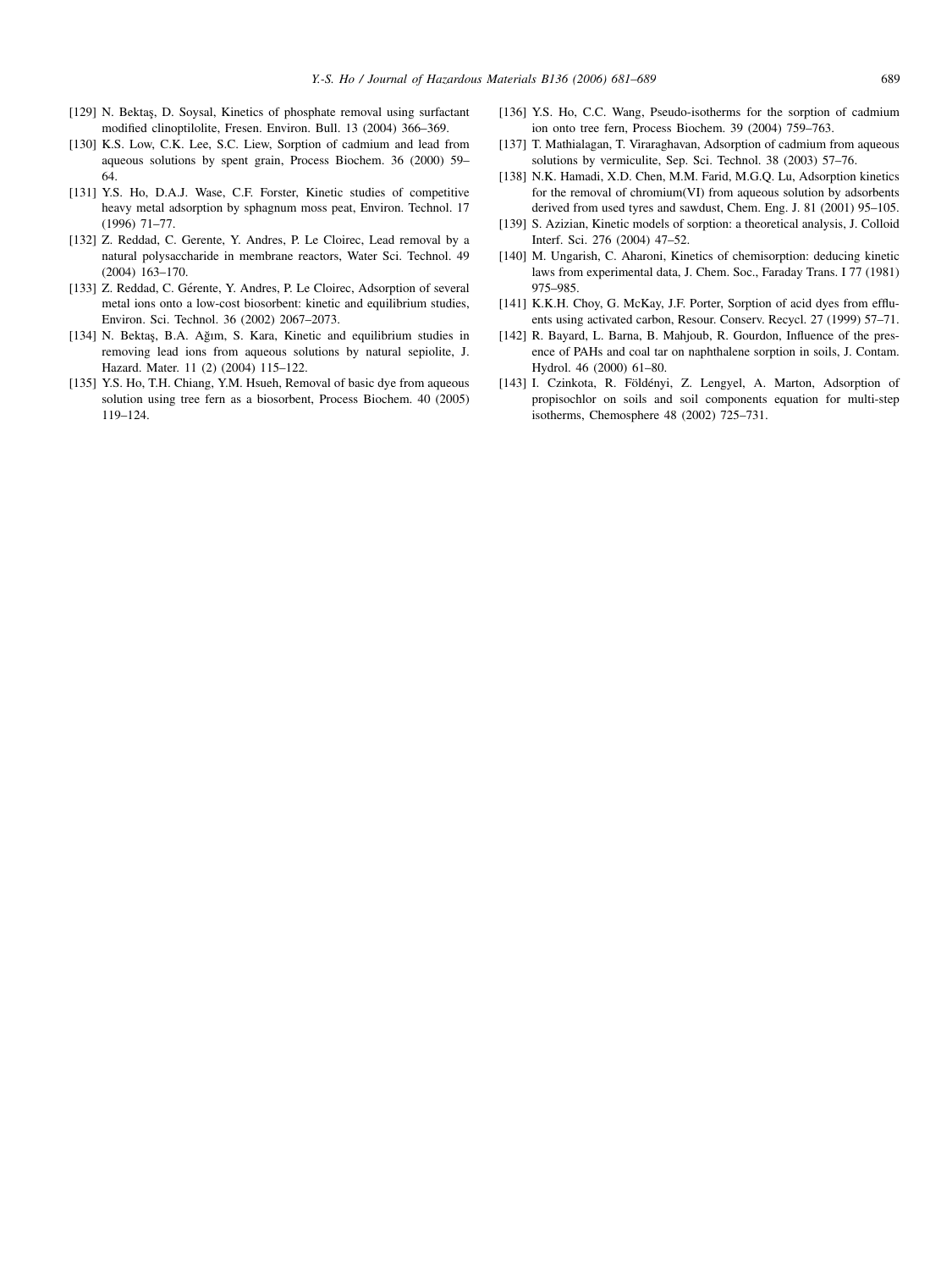[129] N. Bektaş, D. Soysal, Kinetics of phosphate removal using surfactant modified clinoptilolite, Fresen. Environ. Bull. 13 (2004) 366–369.

[130] K.S. Low, C.K. Lee, S.C. Liew, Sorption of cadmium and lead from aqueous solutions by spent grain, Process Biochem. 36 (2000) 59–64.

[131] Y.S. Ho, D.A.J. Wase, C.F. Forster, Kinetic studies of competitive heavy metal adsorption by sphagnum moss peat, Environ. Technol. 17 (1996) 71–77.

[132] Z. Reddad, C. Gerente, Y. Andres, P. Le Cloirec, Lead removal by a natural polysaccharide in membrane reactors, Water Sci. Technol. 49 (2004) 163–170.

[133] Z. Reddad, C. Gérente, Y. Andres, P. Le Cloirec, Adsorption of several metal ions onto a low-cost biosorbent: kinetic and equilibrium studies, Environ. Sci. Technol. 36 (2002) 2067–2073.

[134] N. Bektaş, B.A. Ağım, S. Kara, Kinetic and equilibrium studies in removing lead ions from aqueous solutions by natural sepiolite, J. Hazard. Mater. 11 (2) (2004) 115–122.

[135] Y.S. Ho, T.H. Chiang, Y.M. Hsueh, Removal of basic dye from aqueous solution using tree fern as a biosorbent, Process Biochem. 40 (2005) 119–124.

[136] Y.S. Ho, C.C. Wang, Pseudo-isotherms for the sorption of cadmium ion onto tree fern, Process Biochem. 39 (2004) 759–763.

[137] T. Mathialagan, T. Viraraghavan, Adsorption of cadmium from aqueous solutions by vermiculite, Sep. Sci. Technol. 38 (2003) 57–76.

[138] N.K. Hamadi, X.D. Chen, M.M. Farid, M.G.Q. Lu, Adsorption kinetics for the removal of chromium(VI) from aqueous solution by adsorbents derived from used tyres and sawdust, Chem. Eng. J. 81 (2001) 95–105.

[139] S. Azizian, Kinetic models of sorption: a theoretical analysis, J. Colloid Interf. Sci. 276 (2004) 47–52.

[140] M. Ungarish, C. Aharoni, Kinetics of chemisorption: deducing kinetic laws from experimental data, J. Chem. Soc., Faraday Trans. I 77 (1981) 975–985.

[141] K.K.H. Choy, G. McKay, J.F. Porter, Sorption of acid dyes from effluents using activated carbon, Resour. Conserv. Recycl. 27 (1999) 57–71.

[142] R. Bayard, L. Barna, B. Mahjoub, R. Gourdon, Influence of the presence of PAHs and coal tar on naphthalene sorption in soils, J. Contam. Hydrol. 46 (2000) 61–80.

[143] I. Czinkota, R. Földényi, Z. Lengyel, A. Marton, Adsorption of propisochlor on soils and soil components equation for multi-step isotherms, Chemosphere 48 (2002) 725–731.